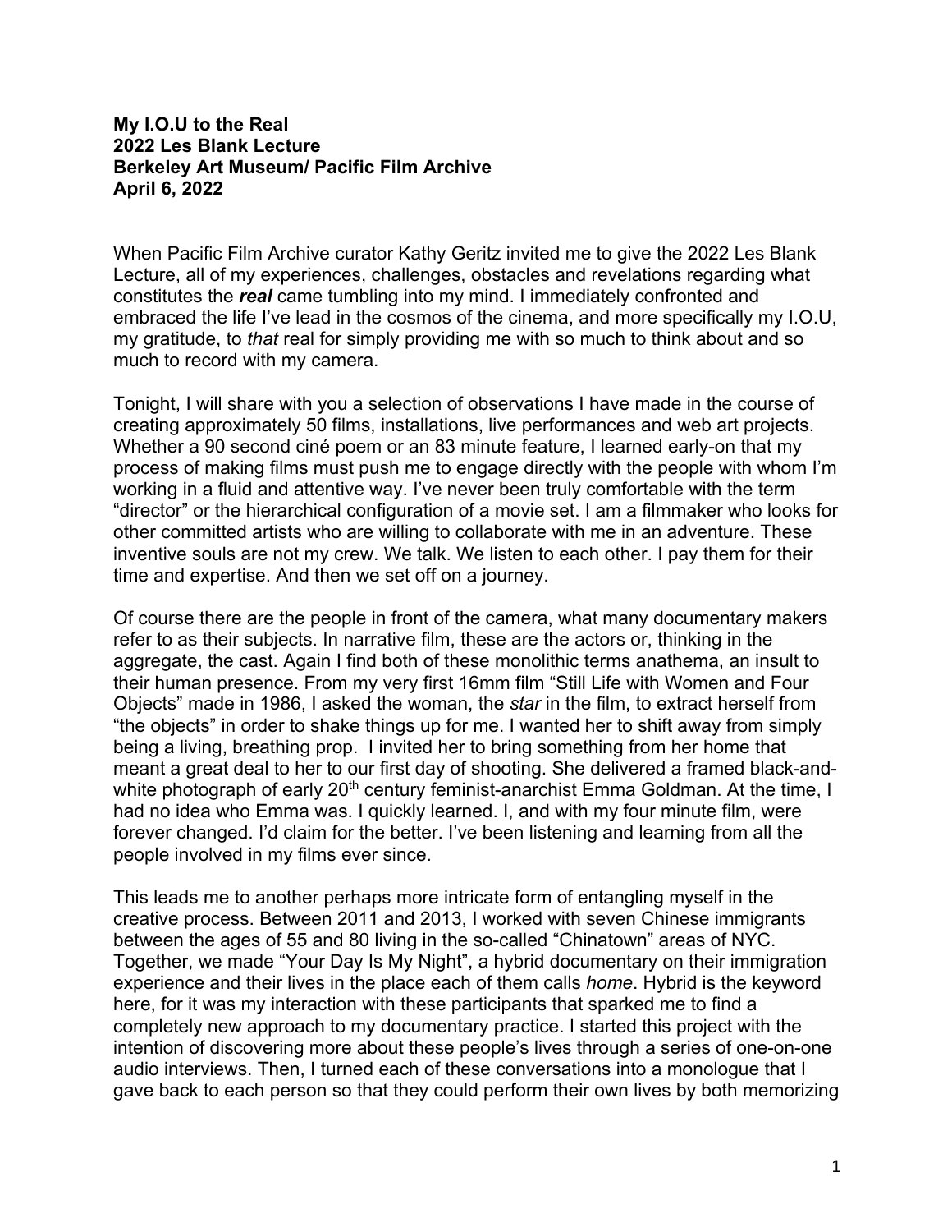**My I.O.U to the Real**
**2022 Les Blank Lecture**
**Berkeley Art Museum/ Pacific Film Archive**
**April 6, 2022**

When Pacific Film Archive curator Kathy Geritz invited me to give the 2022 Les Blank Lecture, all of my experiences, challenges, obstacles and revelations regarding what constitutes the ***real*** came tumbling into my mind. I immediately confronted and embraced the life I've lead in the cosmos of the cinema, and more specifically my I.O.U, my gratitude, to *that* real for simply providing me with so much to think about and so much to record with my camera.

Tonight, I will share with you a selection of observations I have made in the course of creating approximately 50 films, installations, live performances and web art projects. Whether a 90 second ciné poem or an 83 minute feature, I learned early-on that my process of making films must push me to engage directly with the people with whom I'm working in a fluid and attentive way. I've never been truly comfortable with the term "director" or the hierarchical configuration of a movie set. I am a filmmaker who looks for other committed artists who are willing to collaborate with me in an adventure. These inventive souls are not my crew. We talk. We listen to each other. I pay them for their time and expertise. And then we set off on a journey.

Of course there are the people in front of the camera, what many documentary makers refer to as their subjects. In narrative film, these are the actors or, thinking in the aggregate, the cast. Again I find both of these monolithic terms anathema, an insult to their human presence. From my very first 16mm film "Still Life with Women and Four Objects" made in 1986, I asked the woman, the *star* in the film, to extract herself from "the objects" in order to shake things up for me. I wanted her to shift away from simply being a living, breathing prop. I invited her to bring something from her home that meant a great deal to her to our first day of shooting. She delivered a framed black-and-white photograph of early 20th century feminist-anarchist Emma Goldman. At the time, I had no idea who Emma was. I quickly learned. I, and with my four minute film, were forever changed. I'd claim for the better. I've been listening and learning from all the people involved in my films ever since.

This leads me to another perhaps more intricate form of entangling myself in the creative process. Between 2011 and 2013, I worked with seven Chinese immigrants between the ages of 55 and 80 living in the so-called "Chinatown" areas of NYC. Together, we made "Your Day Is My Night", a hybrid documentary on their immigration experience and their lives in the place each of them calls *home*. Hybrid is the keyword here, for it was my interaction with these participants that sparked me to find a completely new approach to my documentary practice. I started this project with the intention of discovering more about these people's lives through a series of one-on-one audio interviews. Then, I turned each of these conversations into a monologue that I gave back to each person so that they could perform their own lives by both memorizing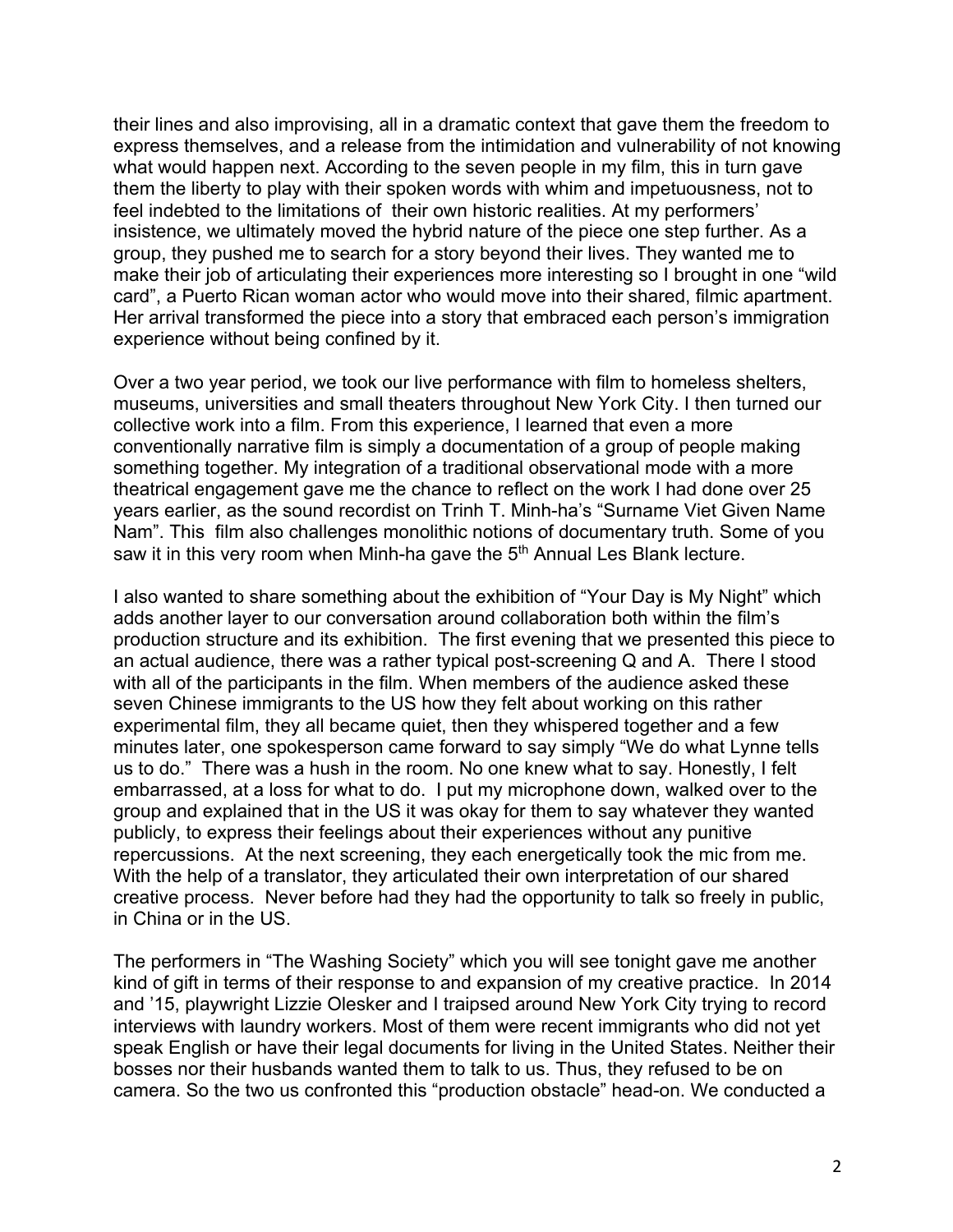their lines and also improvising, all in a dramatic context that gave them the freedom to express themselves, and a release from the intimidation and vulnerability of not knowing what would happen next. According to the seven people in my film, this in turn gave them the liberty to play with their spoken words with whim and impetuousness, not to feel indebted to the limitations of their own historic realities. At my performers' insistence, we ultimately moved the hybrid nature of the piece one step further. As a group, they pushed me to search for a story beyond their lives. They wanted me to make their job of articulating their experiences more interesting so I brought in one "wild card", a Puerto Rican woman actor who would move into their shared, filmic apartment. Her arrival transformed the piece into a story that embraced each person's immigration experience without being confined by it.

Over a two year period, we took our live performance with film to homeless shelters, museums, universities and small theaters throughout New York City. I then turned our collective work into a film. From this experience, I learned that even a more conventionally narrative film is simply a documentation of a group of people making something together. My integration of a traditional observational mode with a more theatrical engagement gave me the chance to reflect on the work I had done over 25 years earlier, as the sound recordist on Trinh T. Minh-ha's "Surname Viet Given Name Nam". This film also challenges monolithic notions of documentary truth. Some of you saw it in this very room when Minh-ha gave the 5th Annual Les Blank lecture.

I also wanted to share something about the exhibition of "Your Day is My Night" which adds another layer to our conversation around collaboration both within the film's production structure and its exhibition. The first evening that we presented this piece to an actual audience, there was a rather typical post-screening Q and A. There I stood with all of the participants in the film. When members of the audience asked these seven Chinese immigrants to the US how they felt about working on this rather experimental film, they all became quiet, then they whispered together and a few minutes later, one spokesperson came forward to say simply "We do what Lynne tells us to do." There was a hush in the room. No one knew what to say. Honestly, I felt embarrassed, at a loss for what to do. I put my microphone down, walked over to the group and explained that in the US it was okay for them to say whatever they wanted publicly, to express their feelings about their experiences without any punitive repercussions. At the next screening, they each energetically took the mic from me. With the help of a translator, they articulated their own interpretation of our shared creative process. Never before had they had the opportunity to talk so freely in public, in China or in the US.

The performers in "The Washing Society" which you will see tonight gave me another kind of gift in terms of their response to and expansion of my creative practice. In 2014 and '15, playwright Lizzie Olesker and I traipsed around New York City trying to record interviews with laundry workers. Most of them were recent immigrants who did not yet speak English or have their legal documents for living in the United States. Neither their bosses nor their husbands wanted them to talk to us. Thus, they refused to be on camera. So the two us confronted this "production obstacle" head-on. We conducted a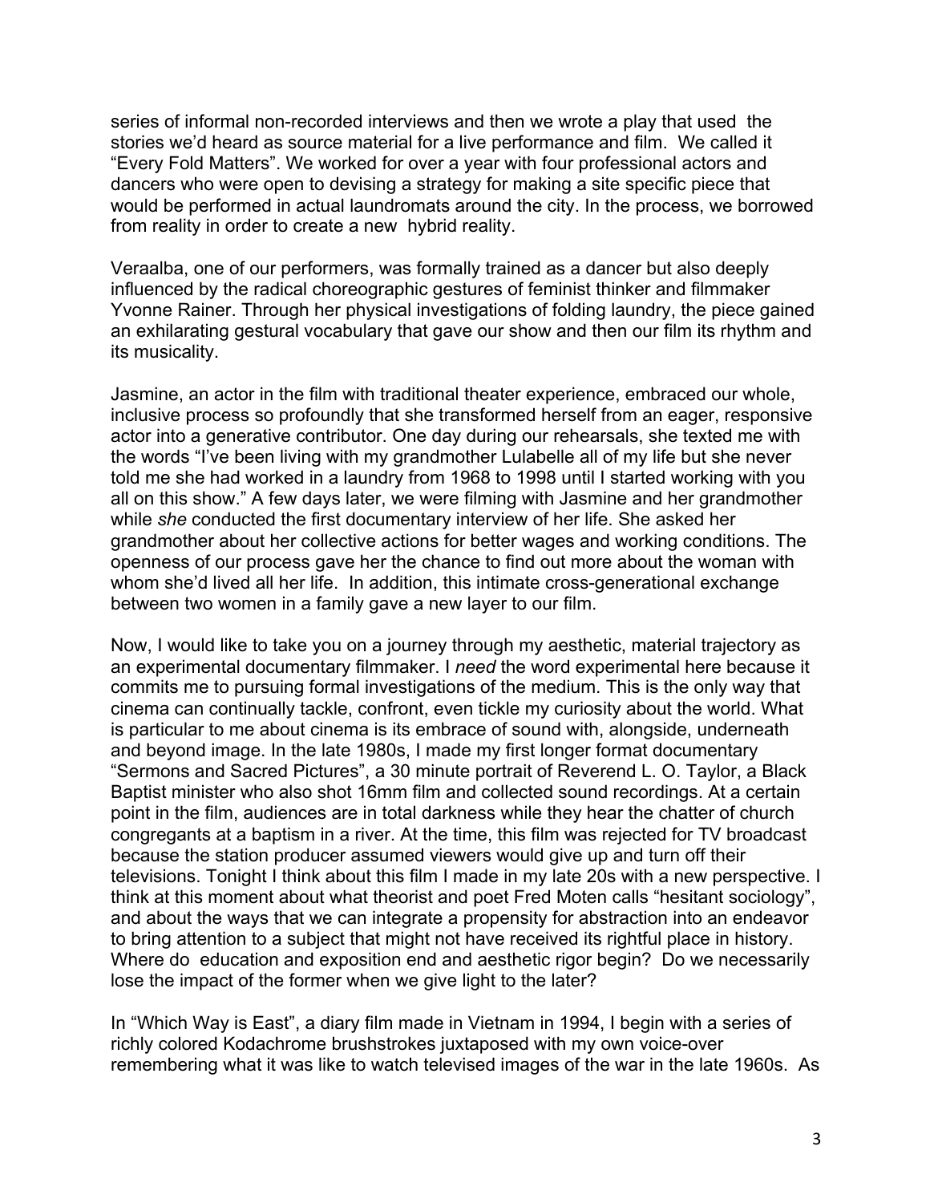series of informal non-recorded interviews and then we wrote a play that used the stories we'd heard as source material for a live performance and film. We called it "Every Fold Matters". We worked for over a year with four professional actors and dancers who were open to devising a strategy for making a site specific piece that would be performed in actual laundromats around the city. In the process, we borrowed from reality in order to create a new hybrid reality.

Veraalba, one of our performers, was formally trained as a dancer but also deeply influenced by the radical choreographic gestures of feminist thinker and filmmaker Yvonne Rainer. Through her physical investigations of folding laundry, the piece gained an exhilarating gestural vocabulary that gave our show and then our film its rhythm and its musicality.

Jasmine, an actor in the film with traditional theater experience, embraced our whole, inclusive process so profoundly that she transformed herself from an eager, responsive actor into a generative contributor. One day during our rehearsals, she texted me with the words "I've been living with my grandmother Lulabelle all of my life but she never told me she had worked in a laundry from 1968 to 1998 until I started working with you all on this show." A few days later, we were filming with Jasmine and her grandmother while *she* conducted the first documentary interview of her life. She asked her grandmother about her collective actions for better wages and working conditions. The openness of our process gave her the chance to find out more about the woman with whom she'd lived all her life. In addition, this intimate cross-generational exchange between two women in a family gave a new layer to our film.

Now, I would like to take you on a journey through my aesthetic, material trajectory as an experimental documentary filmmaker. I *need* the word experimental here because it commits me to pursuing formal investigations of the medium. This is the only way that cinema can continually tackle, confront, even tickle my curiosity about the world. What is particular to me about cinema is its embrace of sound with, alongside, underneath and beyond image. In the late 1980s, I made my first longer format documentary "Sermons and Sacred Pictures", a 30 minute portrait of Reverend L. O. Taylor, a Black Baptist minister who also shot 16mm film and collected sound recordings. At a certain point in the film, audiences are in total darkness while they hear the chatter of church congregants at a baptism in a river. At the time, this film was rejected for TV broadcast because the station producer assumed viewers would give up and turn off their televisions. Tonight I think about this film I made in my late 20s with a new perspective. I think at this moment about what theorist and poet Fred Moten calls "hesitant sociology", and about the ways that we can integrate a propensity for abstraction into an endeavor to bring attention to a subject that might not have received its rightful place in history. Where do education and exposition end and aesthetic rigor begin? Do we necessarily lose the impact of the former when we give light to the later?

In "Which Way is East", a diary film made in Vietnam in 1994, I begin with a series of richly colored Kodachrome brushstrokes juxtaposed with my own voice-over remembering what it was like to watch televised images of the war in the late 1960s. As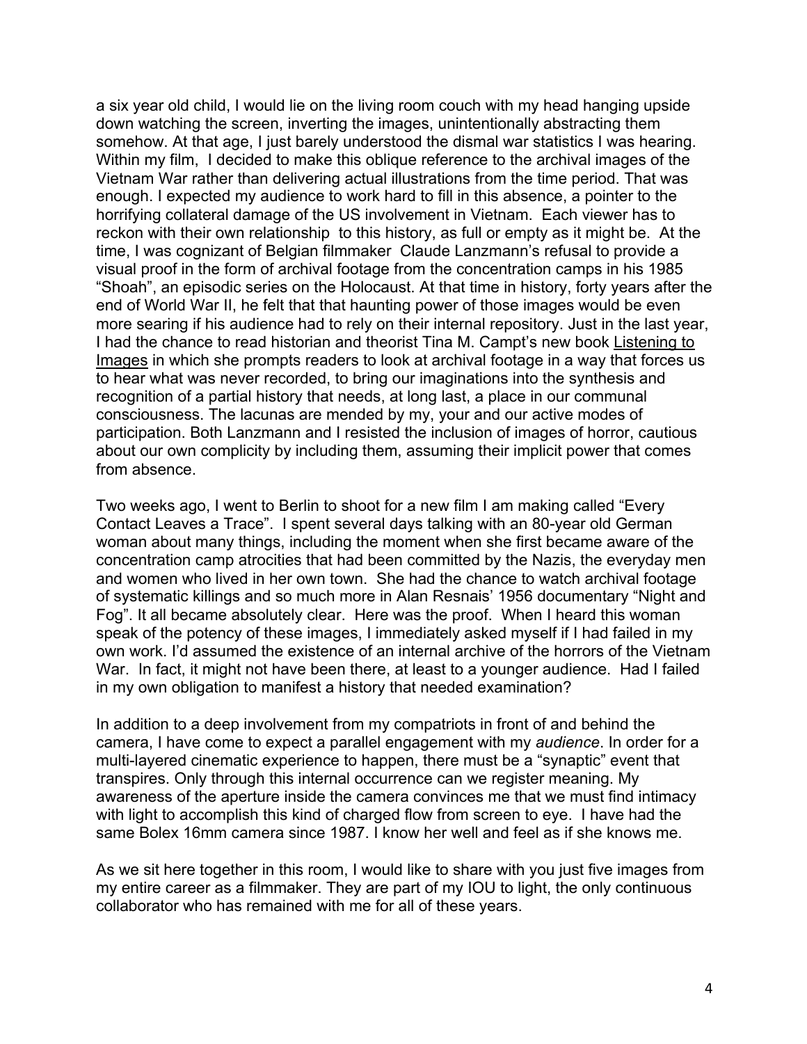a six year old child, I would lie on the living room couch with my head hanging upside down watching the screen, inverting the images, unintentionally abstracting them somehow. At that age, I just barely understood the dismal war statistics I was hearing. Within my film, I decided to make this oblique reference to the archival images of the Vietnam War rather than delivering actual illustrations from the time period. That was enough. I expected my audience to work hard to fill in this absence, a pointer to the horrifying collateral damage of the US involvement in Vietnam. Each viewer has to reckon with their own relationship to this history, as full or empty as it might be. At the time, I was cognizant of Belgian filmmaker Claude Lanzmann's refusal to provide a visual proof in the form of archival footage from the concentration camps in his 1985 "Shoah", an episodic series on the Holocaust. At that time in history, forty years after the end of World War II, he felt that that haunting power of those images would be even more searing if his audience had to rely on their internal repository. Just in the last year, I had the chance to read historian and theorist Tina M. Campt's new book Listening to Images in which she prompts readers to look at archival footage in a way that forces us to hear what was never recorded, to bring our imaginations into the synthesis and recognition of a partial history that needs, at long last, a place in our communal consciousness. The lacunas are mended by my, your and our active modes of participation. Both Lanzmann and I resisted the inclusion of images of horror, cautious about our own complicity by including them, assuming their implicit power that comes from absence.

Two weeks ago, I went to Berlin to shoot for a new film I am making called "Every Contact Leaves a Trace". I spent several days talking with an 80-year old German woman about many things, including the moment when she first became aware of the concentration camp atrocities that had been committed by the Nazis, the everyday men and women who lived in her own town. She had the chance to watch archival footage of systematic killings and so much more in Alan Resnais' 1956 documentary "Night and Fog". It all became absolutely clear. Here was the proof. When I heard this woman speak of the potency of these images, I immediately asked myself if I had failed in my own work. I'd assumed the existence of an internal archive of the horrors of the Vietnam War. In fact, it might not have been there, at least to a younger audience. Had I failed in my own obligation to manifest a history that needed examination?

In addition to a deep involvement from my compatriots in front of and behind the camera, I have come to expect a parallel engagement with my *audience*. In order for a multi-layered cinematic experience to happen, there must be a "synaptic" event that transpires. Only through this internal occurrence can we register meaning. My awareness of the aperture inside the camera convinces me that we must find intimacy with light to accomplish this kind of charged flow from screen to eye. I have had the same Bolex 16mm camera since 1987. I know her well and feel as if she knows me.

As we sit here together in this room, I would like to share with you just five images from my entire career as a filmmaker. They are part of my IOU to light, the only continuous collaborator who has remained with me for all of these years.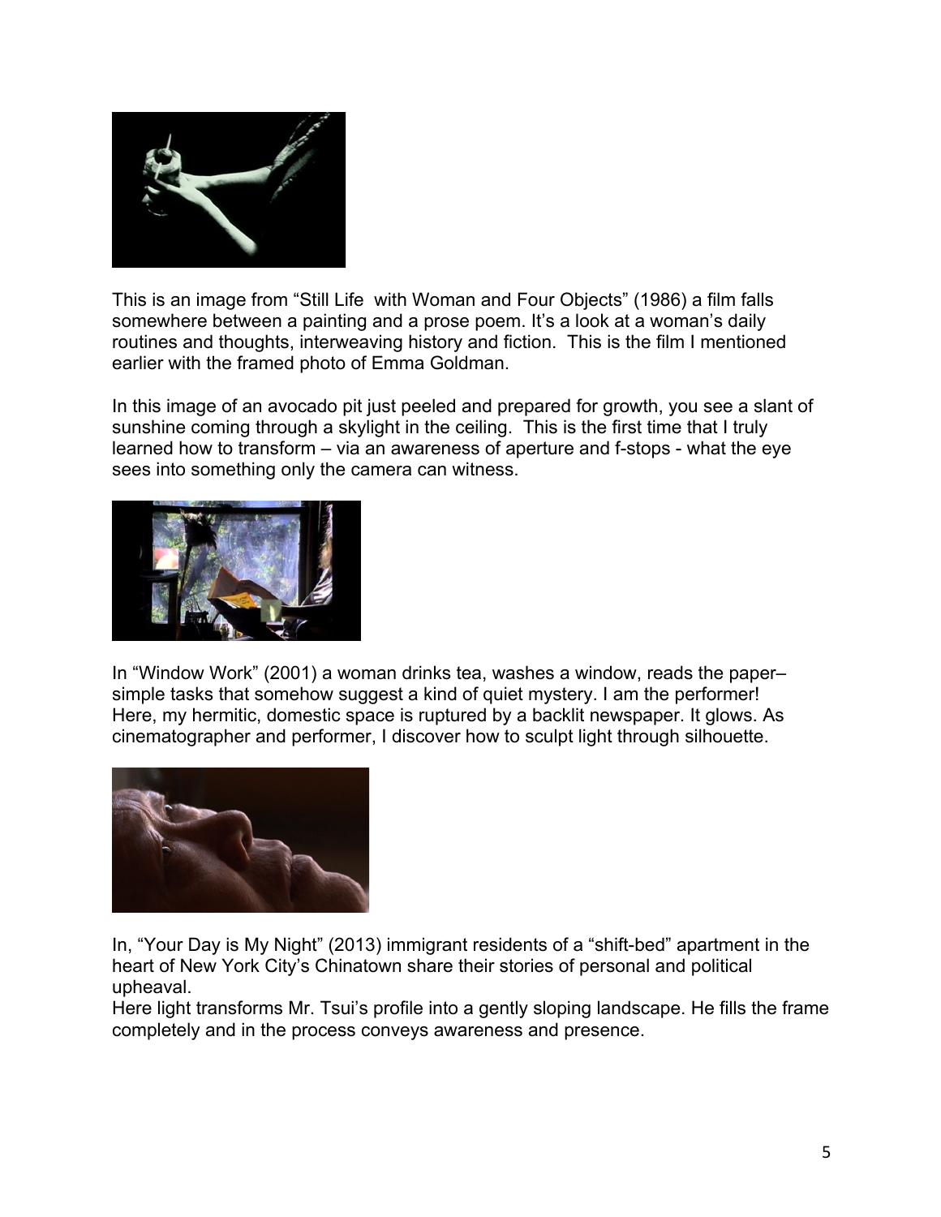This is an image from “Still Life  with Woman and Four Objects” (1986) a film falls somewhere between a painting and a prose poem. It’s a look at a woman’s daily routines and thoughts, interweaving history and fiction.  This is the film I mentioned earlier with the framed photo of Emma Goldman.

In this image of an avocado pit just peeled and prepared for growth, you see a slant of sunshine coming through a skylight in the ceiling.  This is the first time that I truly learned how to transform – via an awareness of aperture and f-stops - what the eye sees into something only the camera can witness.

In “Window Work” (2001) a woman drinks tea, washes a window, reads the paper– simple tasks that somehow suggest a kind of quiet mystery. I am the performer! Here, my hermitic, domestic space is ruptured by a backlit newspaper. It glows. As cinematographer and performer, I discover how to sculpt light through silhouette.

In, “Your Day is My Night” (2013) immigrant residents of a “shift-bed” apartment in the heart of New York City’s Chinatown share their stories of personal and political upheaval.
Here light transforms Mr. Tsui’s profile into a gently sloping landscape. He fills the frame completely and in the process conveys awareness and presence.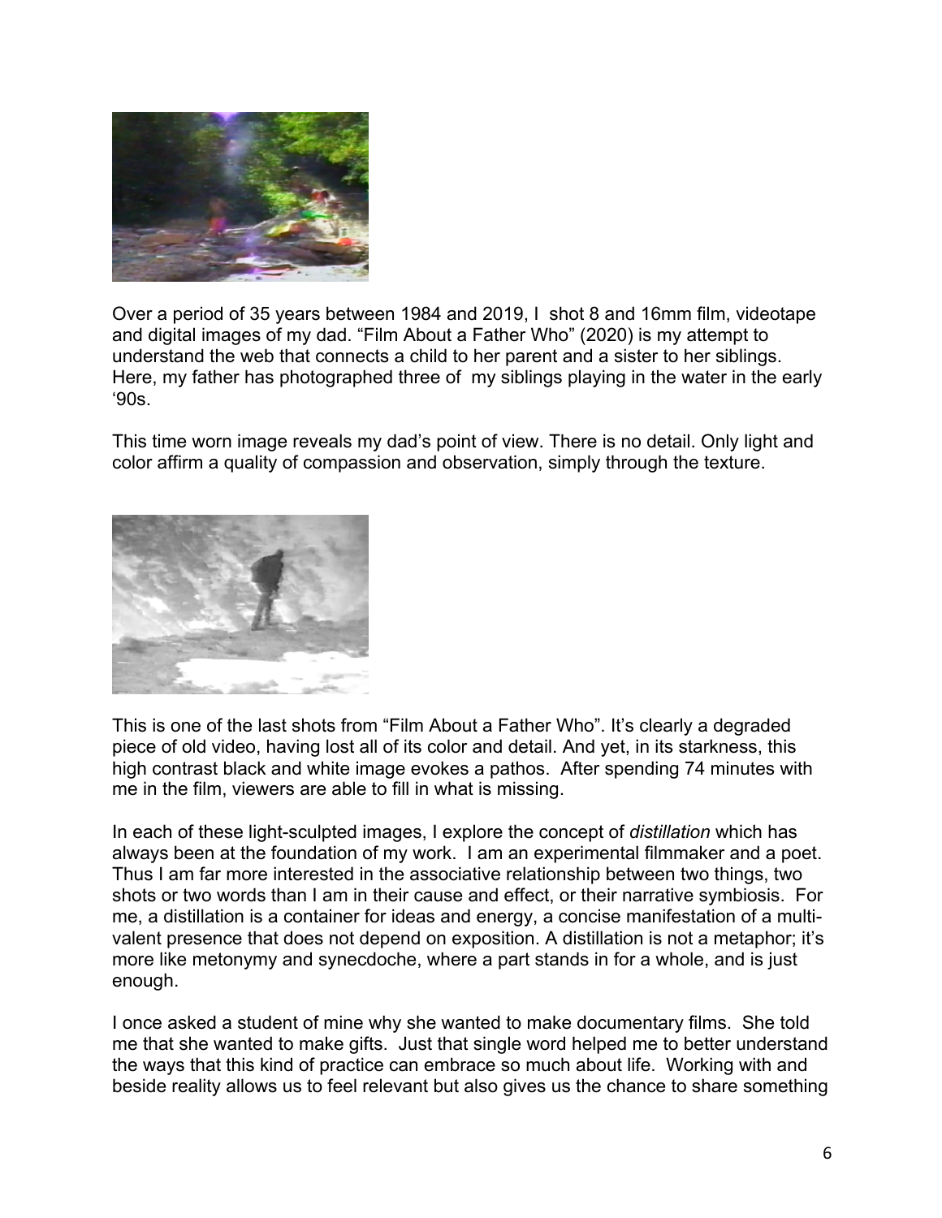Over a period of 35 years between 1984 and 2019, I  shot 8 and 16mm film, videotape and digital images of my dad. "Film About a Father Who" (2020) is my attempt to understand the web that connects a child to her parent and a sister to her siblings. Here, my father has photographed three of  my siblings playing in the water in the early '90s.

This time worn image reveals my dad's point of view. There is no detail. Only light and color affirm a quality of compassion and observation, simply through the texture.

This is one of the last shots from "Film About a Father Who". It's clearly a degraded piece of old video, having lost all of its color and detail. And yet, in its starkness, this high contrast black and white image evokes a pathos.  After spending 74 minutes with me in the film, viewers are able to fill in what is missing.

In each of these light-sculpted images, I explore the concept of *distillation* which has always been at the foundation of my work.  I am an experimental filmmaker and a poet. Thus I am far more interested in the associative relationship between two things, two shots or two words than I am in their cause and effect, or their narrative symbiosis.  For me, a distillation is a container for ideas and energy, a concise manifestation of a multi-valent presence that does not depend on exposition. A distillation is not a metaphor; it's more like metonymy and synecdoche, where a part stands in for a whole, and is just enough.

I once asked a student of mine why she wanted to make documentary films.  She told me that she wanted to make gifts.  Just that single word helped me to better understand the ways that this kind of practice can embrace so much about life.  Working with and beside reality allows us to feel relevant but also gives us the chance to share something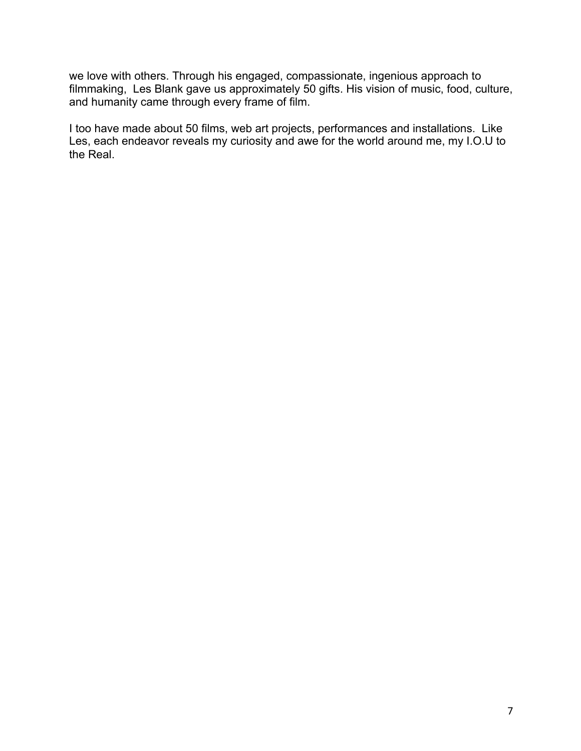we love with others. Through his engaged, compassionate, ingenious approach to filmmaking, Les Blank gave us approximately 50 gifts. His vision of music, food, culture, and humanity came through every frame of film.

I too have made about 50 films, web art projects, performances and installations. Like Les, each endeavor reveals my curiosity and awe for the world around me, my I.O.U to the Real.